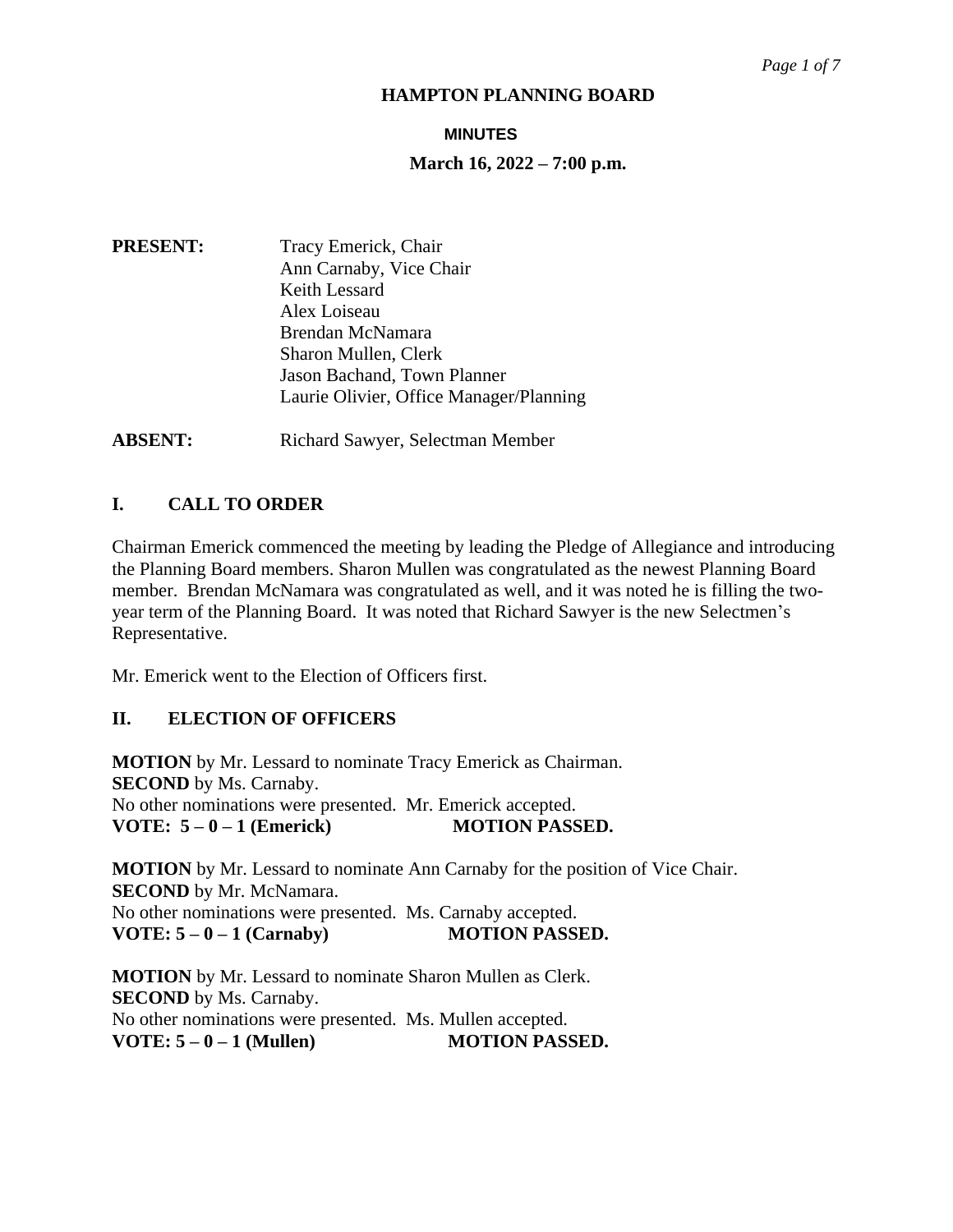# HAMPTON PLANNING BOARD

## MINUTES

### March 16, 2022 – 7:00 p.m.

**PRESENT:**
Tracy Emerick, Chair
Ann Carnaby, Vice Chair
Keith Lessard
Alex Loiseau
Brendan McNamara
Sharon Mullen, Clerk
Jason Bachand, Town Planner
Laurie Olivier, Office Manager/Planning

**ABSENT:** Richard Sawyer, Selectman Member

## I. CALL TO ORDER

Chairman Emerick commenced the meeting by leading the Pledge of Allegiance and introducing the Planning Board members. Sharon Mullen was congratulated as the newest Planning Board member. Brendan McNamara was congratulated as well, and it was noted he is filling the two-year term of the Planning Board. It was noted that Richard Sawyer is the new Selectmen's Representative.

Mr. Emerick went to the Election of Officers first.

## II. ELECTION OF OFFICERS

**MOTION** by Mr. Lessard to nominate Tracy Emerick as Chairman.
**SECOND** by Ms. Carnaby.
No other nominations were presented. Mr. Emerick accepted.
**VOTE: 5 – 0 – 1 (Emerick) MOTION PASSED.**

**MOTION** by Mr. Lessard to nominate Ann Carnaby for the position of Vice Chair.
**SECOND** by Mr. McNamara.
No other nominations were presented. Ms. Carnaby accepted.
**VOTE: 5 – 0 – 1 (Carnaby) MOTION PASSED.**

**MOTION** by Mr. Lessard to nominate Sharon Mullen as Clerk.
**SECOND** by Ms. Carnaby.
No other nominations were presented. Ms. Mullen accepted.
**VOTE: 5 – 0 – 1 (Mullen) MOTION PASSED.**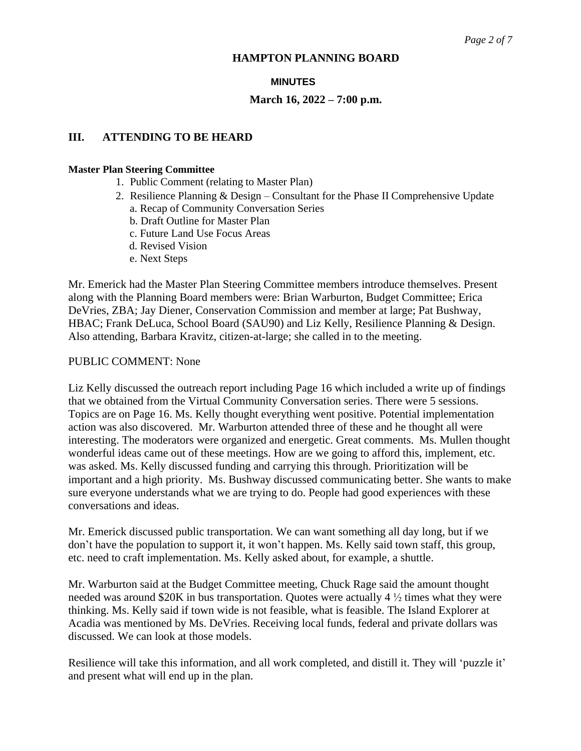## HAMPTON PLANNING BOARD

### MINUTES

### March 16, 2022 – 7:00 p.m.

## III. ATTENDING TO BE HEARD

**Master Plan Steering Committee**

1. Public Comment (relating to Master Plan)
2. Resilience Planning & Design – Consultant for the Phase II Comprehensive Update
   a. Recap of Community Conversation Series
   b. Draft Outline for Master Plan
   c. Future Land Use Focus Areas
   d. Revised Vision
   e. Next Steps

Mr. Emerick had the Master Plan Steering Committee members introduce themselves. Present along with the Planning Board members were: Brian Warburton, Budget Committee; Erica DeVries, ZBA; Jay Diener, Conservation Commission and member at large; Pat Bushway, HBAC; Frank DeLuca, School Board (SAU90) and Liz Kelly, Resilience Planning & Design. Also attending, Barbara Kravitz, citizen-at-large; she called in to the meeting.

PUBLIC COMMENT: None

Liz Kelly discussed the outreach report including Page 16 which included a write up of findings that we obtained from the Virtual Community Conversation series. There were 5 sessions. Topics are on Page 16. Ms. Kelly thought everything went positive. Potential implementation action was also discovered. Mr. Warburton attended three of these and he thought all were interesting. The moderators were organized and energetic. Great comments. Ms. Mullen thought wonderful ideas came out of these meetings. How are we going to afford this, implement, etc. was asked. Ms. Kelly discussed funding and carrying this through. Prioritization will be important and a high priority. Ms. Bushway discussed communicating better. She wants to make sure everyone understands what we are trying to do. People had good experiences with these conversations and ideas.

Mr. Emerick discussed public transportation. We can want something all day long, but if we don't have the population to support it, it won't happen. Ms. Kelly said town staff, this group, etc. need to craft implementation. Ms. Kelly asked about, for example, a shuttle.

Mr. Warburton said at the Budget Committee meeting, Chuck Rage said the amount thought needed was around $20K in bus transportation. Quotes were actually 4 ½ times what they were thinking. Ms. Kelly said if town wide is not feasible, what is feasible. The Island Explorer at Acadia was mentioned by Ms. DeVries. Receiving local funds, federal and private dollars was discussed. We can look at those models.

Resilience will take this information, and all work completed, and distill it. They will 'puzzle it' and present what will end up in the plan.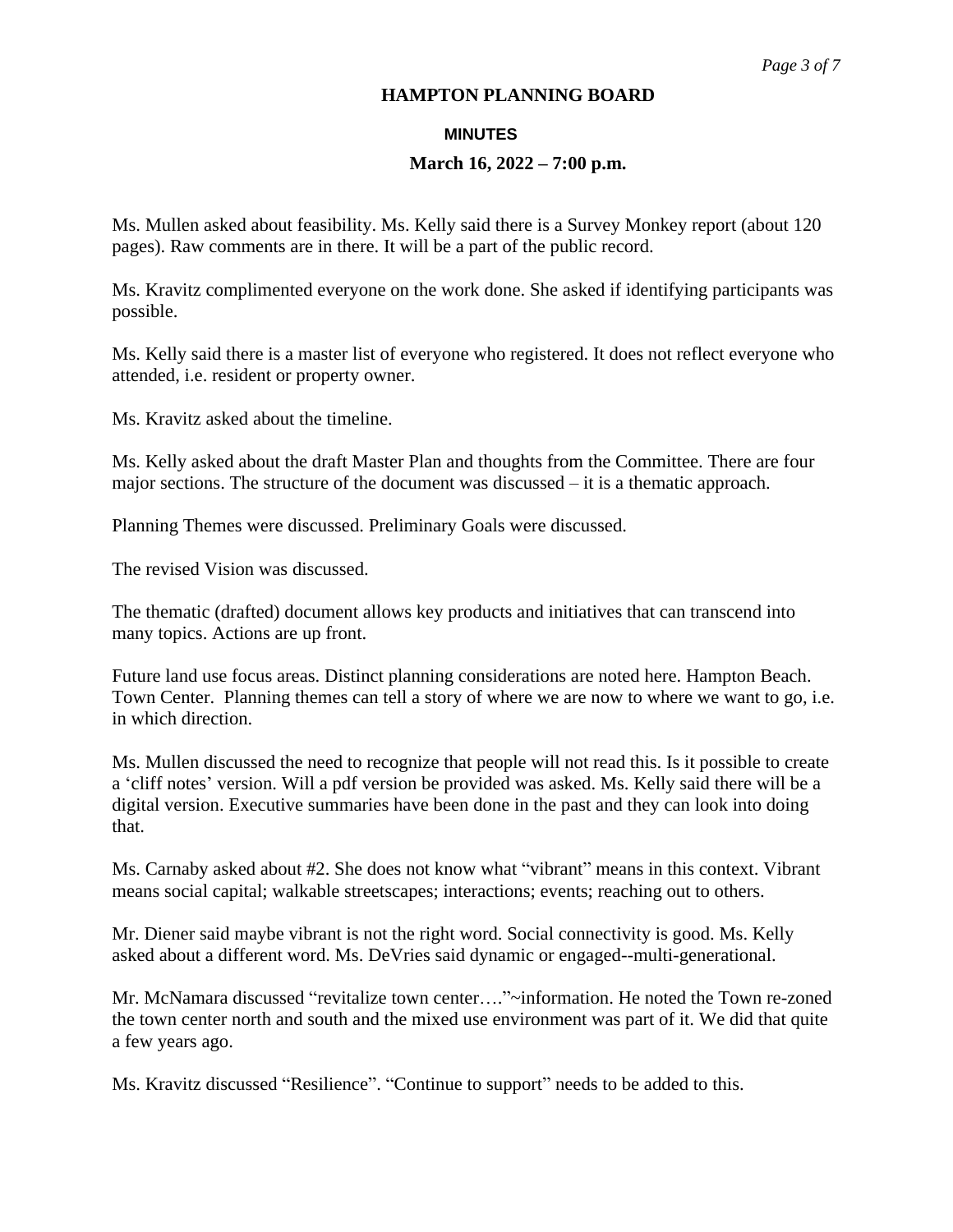# HAMPTON PLANNING BOARD

## MINUTES

### March 16, 2022 – 7:00 p.m.

Ms. Mullen asked about feasibility. Ms. Kelly said there is a Survey Monkey report (about 120 pages). Raw comments are in there. It will be a part of the public record.

Ms. Kravitz complimented everyone on the work done. She asked if identifying participants was possible.

Ms. Kelly said there is a master list of everyone who registered. It does not reflect everyone who attended, i.e. resident or property owner.

Ms. Kravitz asked about the timeline.

Ms. Kelly asked about the draft Master Plan and thoughts from the Committee. There are four major sections. The structure of the document was discussed – it is a thematic approach.

Planning Themes were discussed. Preliminary Goals were discussed.

The revised Vision was discussed.

The thematic (drafted) document allows key products and initiatives that can transcend into many topics. Actions are up front.

Future land use focus areas. Distinct planning considerations are noted here. Hampton Beach. Town Center. Planning themes can tell a story of where we are now to where we want to go, i.e. in which direction.

Ms. Mullen discussed the need to recognize that people will not read this. Is it possible to create a 'cliff notes' version. Will a pdf version be provided was asked. Ms. Kelly said there will be a digital version. Executive summaries have been done in the past and they can look into doing that.

Ms. Carnaby asked about #2. She does not know what "vibrant" means in this context. Vibrant means social capital; walkable streetscapes; interactions; events; reaching out to others.

Mr. Diener said maybe vibrant is not the right word. Social connectivity is good. Ms. Kelly asked about a different word. Ms. DeVries said dynamic or engaged--multi-generational.

Mr. McNamara discussed "revitalize town center…."~information. He noted the Town re-zoned the town center north and south and the mixed use environment was part of it. We did that quite a few years ago.

Ms. Kravitz discussed "Resilience". "Continue to support" needs to be added to this.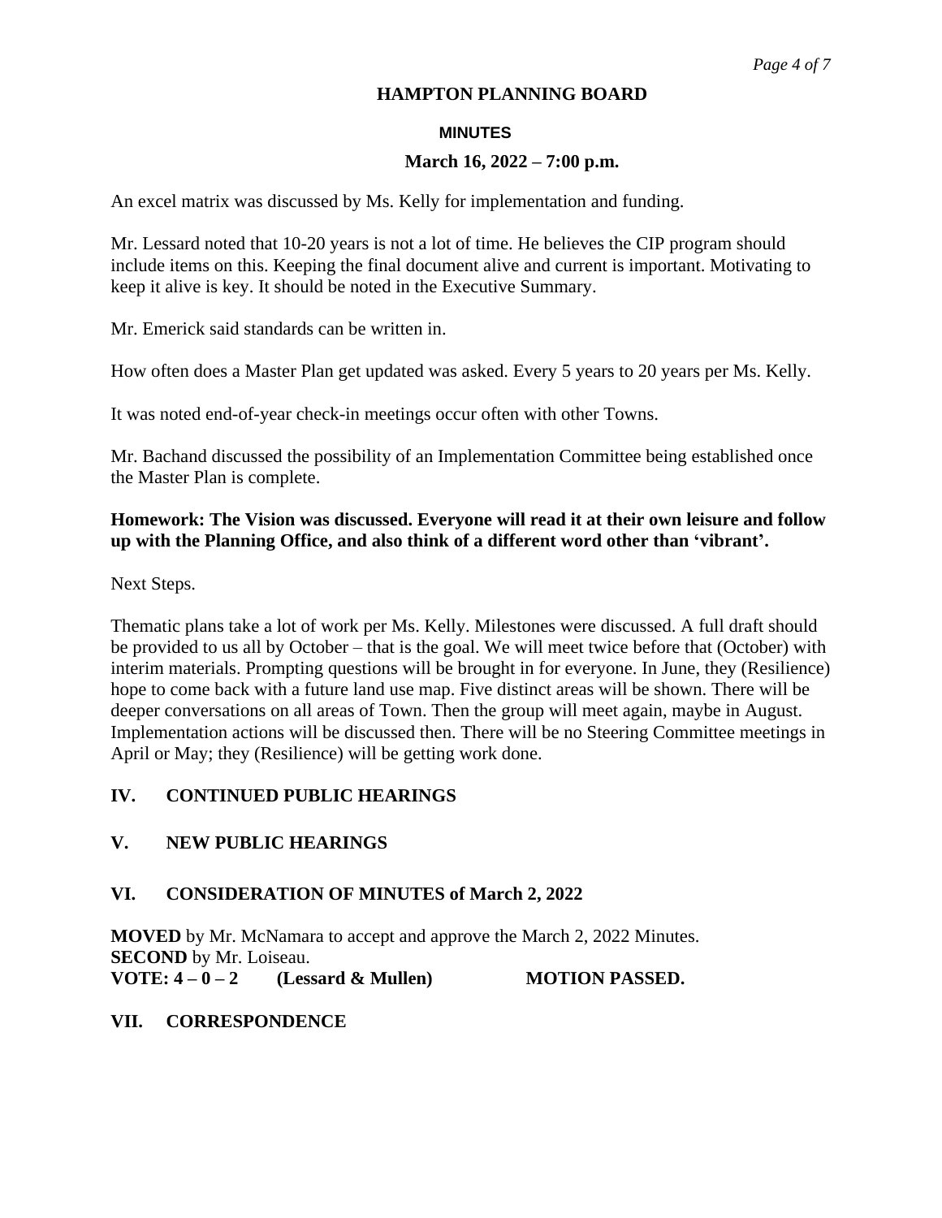An excel matrix was discussed by Ms. Kelly for implementation and funding.

Mr. Lessard noted that 10-20 years is not a lot of time. He believes the CIP program should include items on this. Keeping the final document alive and current is important. Motivating to keep it alive is key. It should be noted in the Executive Summary.

Mr. Emerick said standards can be written in.

How often does a Master Plan get updated was asked. Every 5 years to 20 years per Ms. Kelly.

It was noted end-of-year check-in meetings occur often with other Towns.

Mr. Bachand discussed the possibility of an Implementation Committee being established once the Master Plan is complete.

**Homework: The Vision was discussed. Everyone will read it at their own leisure and follow up with the Planning Office, and also think of a different word other than 'vibrant'.**

Next Steps.

Thematic plans take a lot of work per Ms. Kelly. Milestones were discussed. A full draft should be provided to us all by October – that is the goal. We will meet twice before that (October) with interim materials. Prompting questions will be brought in for everyone. In June, they (Resilience) hope to come back with a future land use map. Five distinct areas will be shown. There will be deeper conversations on all areas of Town. Then the group will meet again, maybe in August. Implementation actions will be discussed then. There will be no Steering Committee meetings in April or May; they (Resilience) will be getting work done.

## IV. CONTINUED PUBLIC HEARINGS

## V. NEW PUBLIC HEARINGS

## VI. CONSIDERATION OF MINUTES of March 2, 2022

**MOVED** by Mr. McNamara to accept and approve the March 2, 2022 Minutes.
**SECOND** by Mr. Loiseau.
**VOTE: 4 – 0 – 2 (Lessard & Mullen) MOTION PASSED.**

## VII. CORRESPONDENCE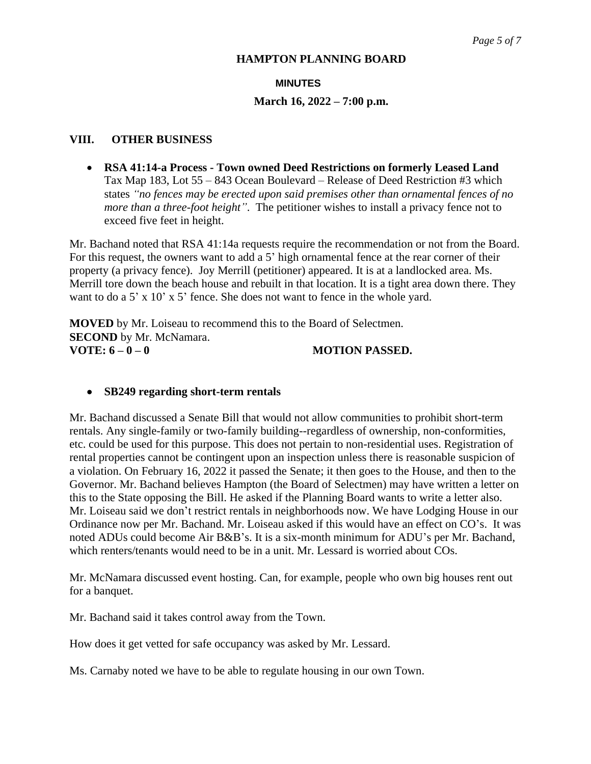# HAMPTON PLANNING BOARD

## MINUTES

### March 16, 2022 – 7:00 p.m.

## VIII. OTHER BUSINESS

- **RSA 41:14-a Process - Town owned Deed Restrictions on formerly Leased Land** Tax Map 183, Lot 55 – 843 Ocean Boulevard – Release of Deed Restriction #3 which states *"no fences may be erected upon said premises other than ornamental fences of no more than a three-foot height"*. The petitioner wishes to install a privacy fence not to exceed five feet in height.

Mr. Bachand noted that RSA 41:14a requests require the recommendation or not from the Board. For this request, the owners want to add a 5' high ornamental fence at the rear corner of their property (a privacy fence). Joy Merrill (petitioner) appeared. It is at a landlocked area. Ms. Merrill tore down the beach house and rebuilt in that location. It is a tight area down there. They want to do a 5' x 10' x 5' fence. She does not want to fence in the whole yard.

**MOVED** by Mr. Loiseau to recommend this to the Board of Selectmen.
**SECOND** by Mr. McNamara.
**VOTE: 6 – 0 – 0** **MOTION PASSED.**

- **SB249 regarding short-term rentals**

Mr. Bachand discussed a Senate Bill that would not allow communities to prohibit short-term rentals. Any single-family or two-family building--regardless of ownership, non-conformities, etc. could be used for this purpose. This does not pertain to non-residential uses. Registration of rental properties cannot be contingent upon an inspection unless there is reasonable suspicion of a violation. On February 16, 2022 it passed the Senate; it then goes to the House, and then to the Governor. Mr. Bachand believes Hampton (the Board of Selectmen) may have written a letter on this to the State opposing the Bill. He asked if the Planning Board wants to write a letter also. Mr. Loiseau said we don't restrict rentals in neighborhoods now. We have Lodging House in our Ordinance now per Mr. Bachand. Mr. Loiseau asked if this would have an effect on CO's. It was noted ADUs could become Air B&B's. It is a six-month minimum for ADU's per Mr. Bachand, which renters/tenants would need to be in a unit. Mr. Lessard is worried about COs.

Mr. McNamara discussed event hosting. Can, for example, people who own big houses rent out for a banquet.

Mr. Bachand said it takes control away from the Town.

How does it get vetted for safe occupancy was asked by Mr. Lessard.

Ms. Carnaby noted we have to be able to regulate housing in our own Town.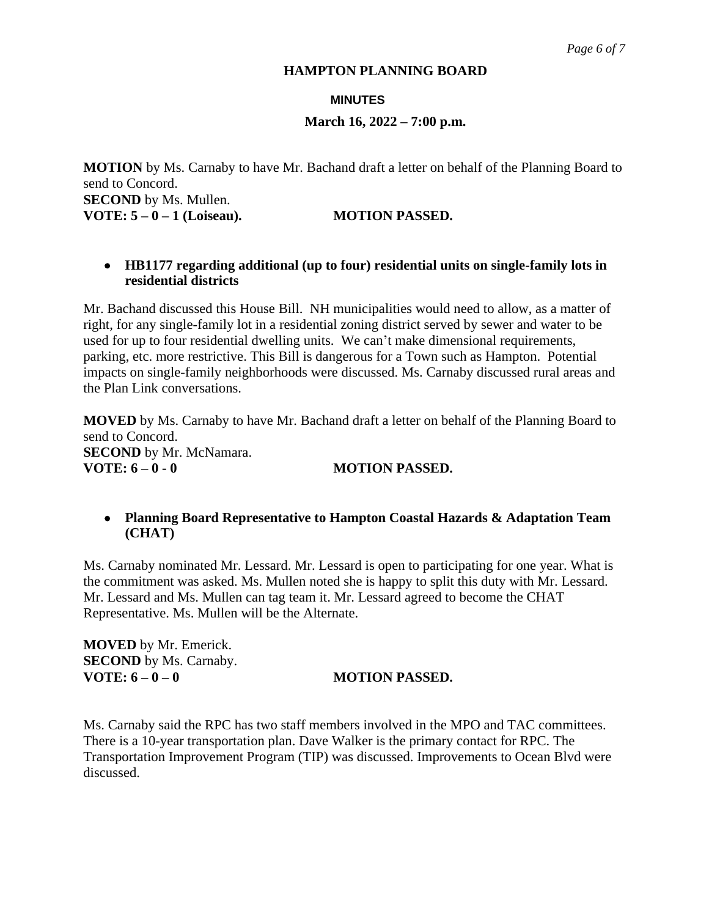**MOTION** by Ms. Carnaby to have Mr. Bachand draft a letter on behalf of the Planning Board to send to Concord.
**SECOND** by Ms. Mullen.
**VOTE: 5 – 0 – 1 (Loiseau). MOTION PASSED.**

- **HB1177 regarding additional (up to four) residential units on single-family lots in residential districts**

Mr. Bachand discussed this House Bill. NH municipalities would need to allow, as a matter of right, for any single-family lot in a residential zoning district served by sewer and water to be used for up to four residential dwelling units. We can't make dimensional requirements, parking, etc. more restrictive. This Bill is dangerous for a Town such as Hampton. Potential impacts on single-family neighborhoods were discussed. Ms. Carnaby discussed rural areas and the Plan Link conversations.

**MOVED** by Ms. Carnaby to have Mr. Bachand draft a letter on behalf of the Planning Board to send to Concord.
**SECOND** by Mr. McNamara.
**VOTE: 6 – 0 - 0 MOTION PASSED.**

- **Planning Board Representative to Hampton Coastal Hazards & Adaptation Team (CHAT)**

Ms. Carnaby nominated Mr. Lessard. Mr. Lessard is open to participating for one year. What is the commitment was asked. Ms. Mullen noted she is happy to split this duty with Mr. Lessard. Mr. Lessard and Ms. Mullen can tag team it. Mr. Lessard agreed to become the CHAT Representative. Ms. Mullen will be the Alternate.

**MOVED** by Mr. Emerick.
**SECOND** by Ms. Carnaby.
**VOTE: 6 – 0 – 0 MOTION PASSED.**

Ms. Carnaby said the RPC has two staff members involved in the MPO and TAC committees. There is a 10-year transportation plan. Dave Walker is the primary contact for RPC. The Transportation Improvement Program (TIP) was discussed. Improvements to Ocean Blvd were discussed.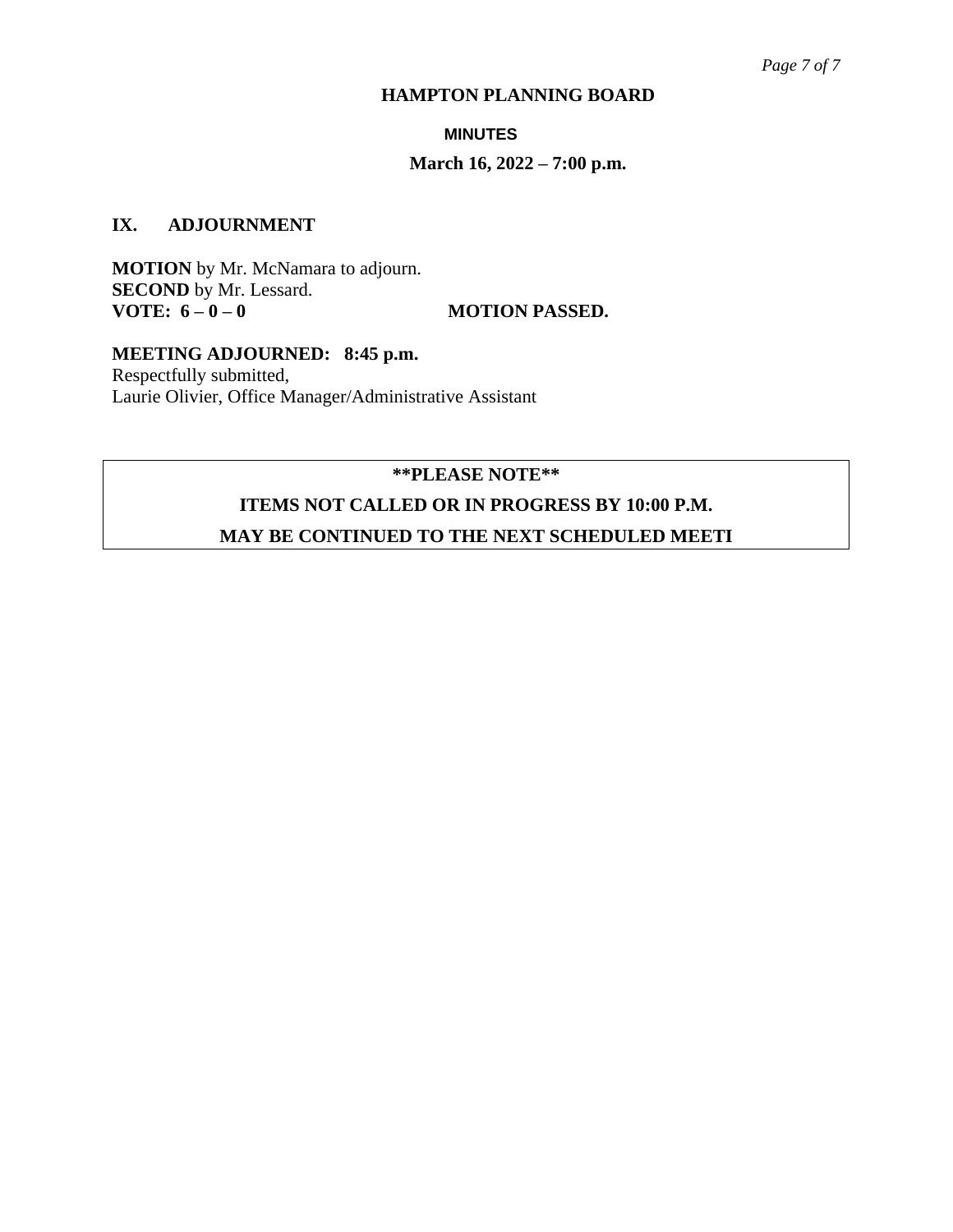# HAMPTON PLANNING BOARD

**MINUTES**

**March 16, 2022 – 7:00 p.m.**

## IX. ADJOURNMENT

**MOTION** by Mr. McNamara to adjourn.
**SECOND** by Mr. Lessard.
**VOTE: 6 – 0 – 0** **MOTION PASSED.**

**MEETING ADJOURNED: 8:45 p.m.**
Respectfully submitted,
Laurie Olivier, Office Manager/Administrative Assistant

**\*\*PLEASE NOTE\*\***

**ITEMS NOT CALLED OR IN PROGRESS BY 10:00 P.M.**

**MAY BE CONTINUED TO THE NEXT SCHEDULED MEETI**